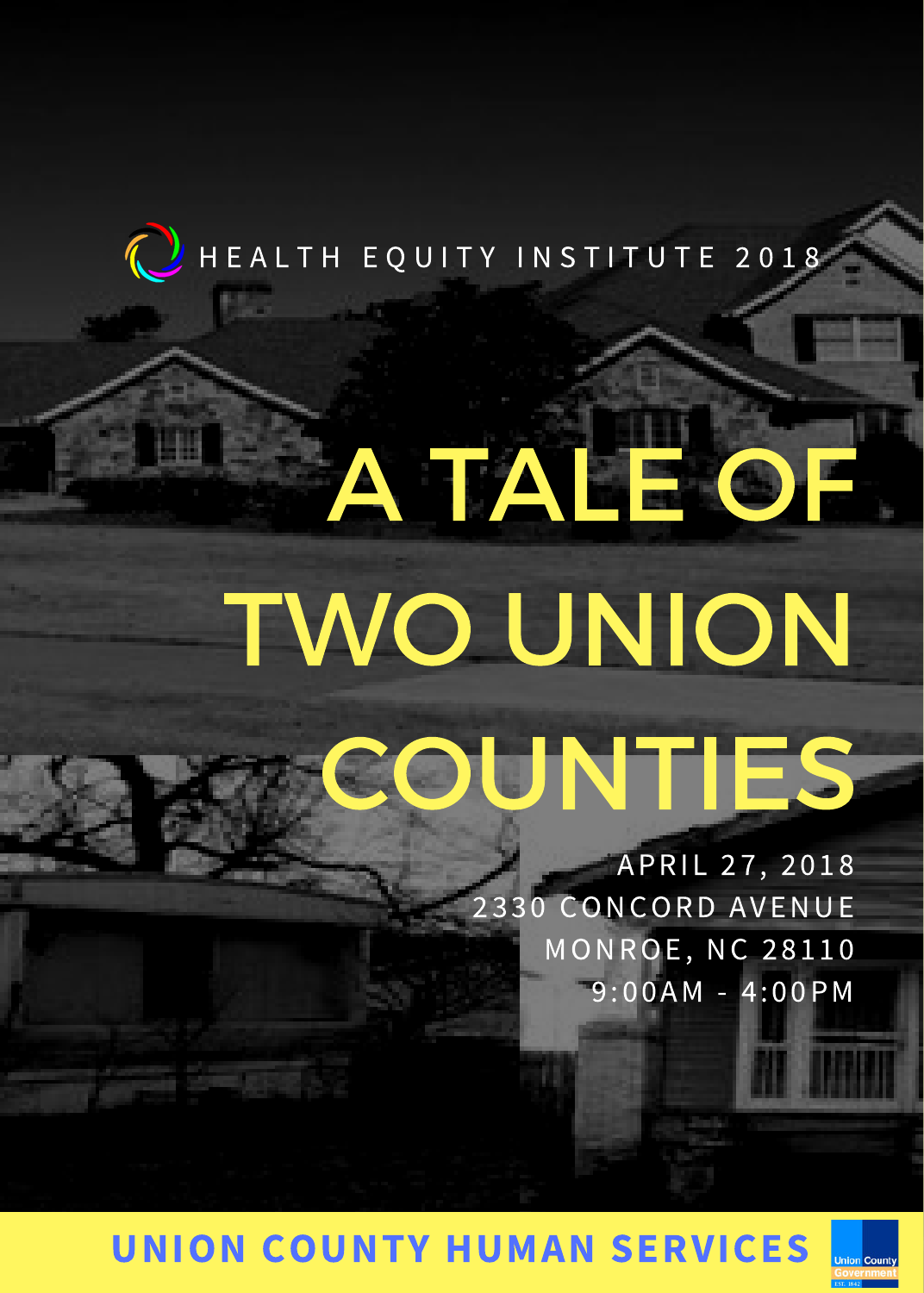HEALTH EQUITY INSTITUTE 2018

# A TALE OF TWO UNION COUNTIES

APRIL 27, 2018

2330 CONCORD AVENUE

MONROE, NC 28110

9:00AM - 4:00PM

**UNION COUNTY HUMAN SERVICES**

Union County Government

EST. 1842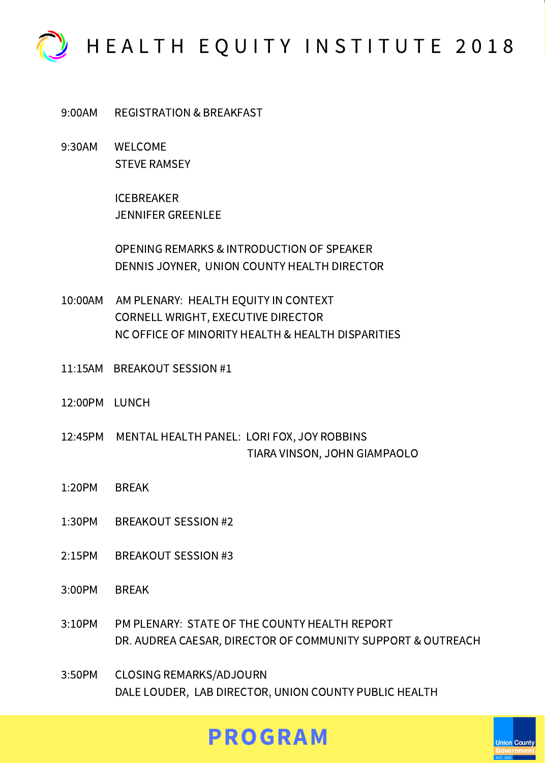# HEALTH EQUITY INSTITUTE 2018

9:00AM REGISTRATION & BREAKFAST

9:30AM WELCOME
STEVE RAMSEY

ICEBREAKER
JENNIFER GREENLEE

OPENING REMARKS & INTRODUCTION OF SPEAKER
DENNIS JOYNER, UNION COUNTY HEALTH DIRECTOR

10:00AM AM PLENARY: HEALTH EQUITY IN CONTEXT
CORNELL WRIGHT, EXECUTIVE DIRECTOR
NC OFFICE OF MINORITY HEALTH & HEALTH DISPARITIES

11:15AM BREAKOUT SESSION #1

12:00PM LUNCH

12:45PM MENTAL HEALTH PANEL: LORI FOX, JOY ROBBINS
TIARA VINSON, JOHN GIAMPAOLO

1:20PM BREAK

1:30PM BREAKOUT SESSION #2

2:15PM BREAKOUT SESSION #3

3:00PM BREAK

3:10PM PM PLENARY: STATE OF THE COUNTY HEALTH REPORT
DR. AUDREA CAESAR, DIRECTOR OF COMMUNITY SUPPORT & OUTREACH

3:50PM CLOSING REMARKS/ADJOURN
DALE LOUDER, LAB DIRECTOR, UNION COUNTY PUBLIC HEALTH

**PROGRAM**

Union County Government
EST. 1842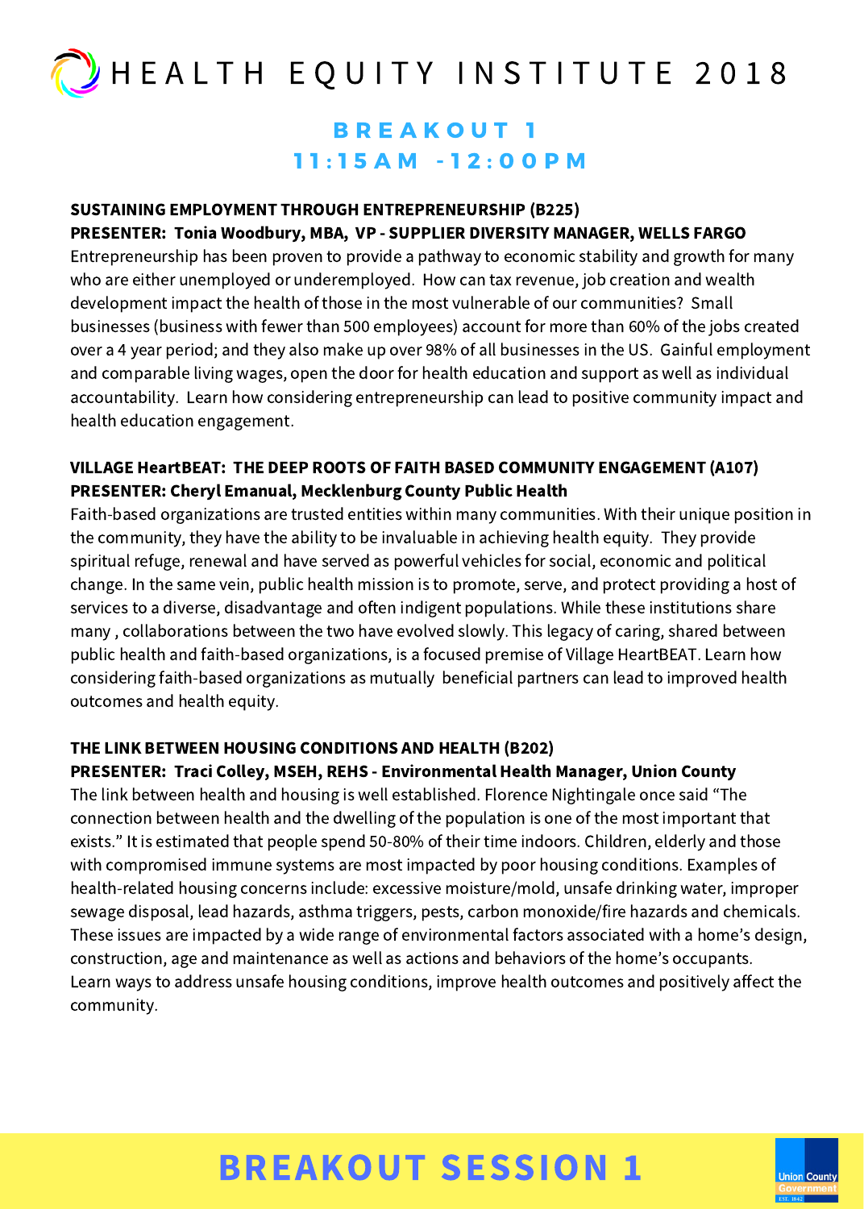# HEALTH EQUITY INSTITUTE 2018

## BREAKOUT 1
## 11:15AM -12:00PM

**SUSTAINING EMPLOYMENT THROUGH ENTREPRENEURSHIP (B225)**
**PRESENTER: Tonia Woodbury, MBA, VP - SUPPLIER DIVERSITY MANAGER, WELLS FARGO**

Entrepreneurship has been proven to provide a pathway to economic stability and growth for many who are either unemployed or underemployed. How can tax revenue, job creation and wealth development impact the health of those in the most vulnerable of our communities? Small businesses (business with fewer than 500 employees) account for more than 60% of the jobs created over a 4 year period; and they also make up over 98% of all businesses in the US. Gainful employment and comparable living wages, open the door for health education and support as well as individual accountability. Learn how considering entrepreneurship can lead to positive community impact and health education engagement.

**VILLAGE HeartBEAT: THE DEEP ROOTS OF FAITH BASED COMMUNITY ENGAGEMENT (A107)**
**PRESENTER: Cheryl Emanual, Mecklenburg County Public Health**

Faith-based organizations are trusted entities within many communities. With their unique position in the community, they have the ability to be invaluable in achieving health equity. They provide spiritual refuge, renewal and have served as powerful vehicles for social, economic and political change. In the same vein, public health mission is to promote, serve, and protect providing a host of services to a diverse, disadvantage and often indigent populations. While these institutions share many , collaborations between the two have evolved slowly. This legacy of caring, shared between public health and faith-based organizations, is a focused premise of Village HeartBEAT. Learn how considering faith-based organizations as mutually beneficial partners can lead to improved health outcomes and health equity.

**THE LINK BETWEEN HOUSING CONDITIONS AND HEALTH (B202)**
**PRESENTER: Traci Colley, MSEH, REHS - Environmental Health Manager, Union County**

The link between health and housing is well established. Florence Nightingale once said "The connection between health and the dwelling of the population is one of the most important that exists." It is estimated that people spend 50-80% of their time indoors. Children, elderly and those with compromised immune systems are most impacted by poor housing conditions. Examples of health-related housing concerns include: excessive moisture/mold, unsafe drinking water, improper sewage disposal, lead hazards, asthma triggers, pests, carbon monoxide/fire hazards and chemicals. These issues are impacted by a wide range of environmental factors associated with a home's design, construction, age and maintenance as well as actions and behaviors of the home's occupants. Learn ways to address unsafe housing conditions, improve health outcomes and positively affect the community.

**BREAKOUT SESSION 1**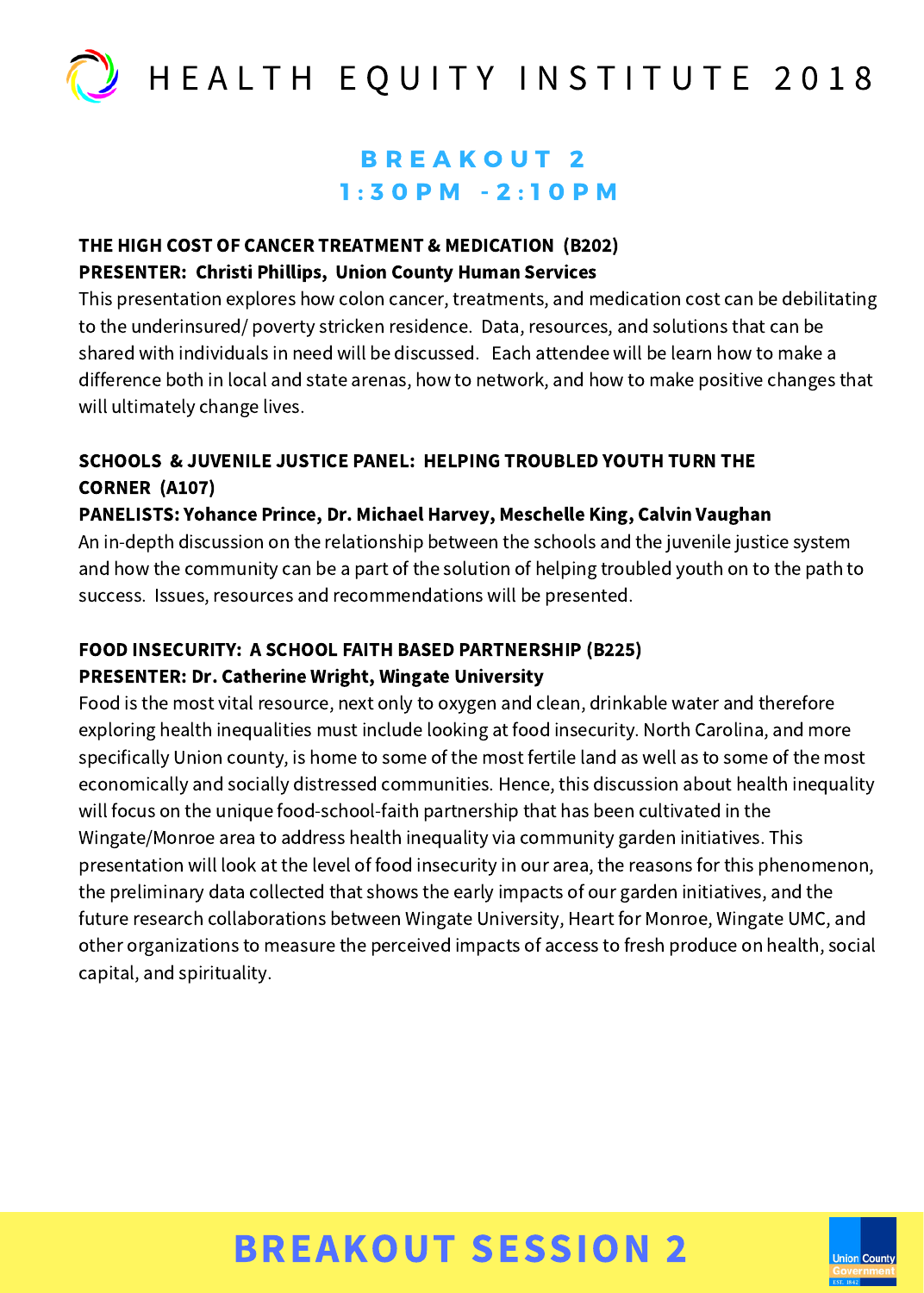# BREAKOUT 2

## 1:30PM - 2:10PM

**THE HIGH COST OF CANCER TREATMENT & MEDICATION (B202)**
**PRESENTER: Christi Phillips, Union County Human Services**

This presentation explores how colon cancer, treatments, and medication cost can be debilitating to the underinsured/ poverty stricken residence. Data, resources, and solutions that can be shared with individuals in need will be discussed. Each attendee will be learn how to make a difference both in local and state arenas, how to network, and how to make positive changes that will ultimately change lives.

**SCHOOLS & JUVENILE JUSTICE PANEL: HELPING TROUBLED YOUTH TURN THE CORNER (A107)**
**PANELISTS: Yohance Prince, Dr. Michael Harvey, Meschelle King, Calvin Vaughan**

An in-depth discussion on the relationship between the schools and the juvenile justice system and how the community can be a part of the solution of helping troubled youth on to the path to success. Issues, resources and recommendations will be presented.

**FOOD INSECURITY: A SCHOOL FAITH BASED PARTNERSHIP (B225)**
**PRESENTER: Dr. Catherine Wright, Wingate University**

Food is the most vital resource, next only to oxygen and clean, drinkable water and therefore exploring health inequalities must include looking at food insecurity. North Carolina, and more specifically Union county, is home to some of the most fertile land as well as to some of the most economically and socially distressed communities. Hence, this discussion about health inequality will focus on the unique food-school-faith partnership that has been cultivated in the Wingate/Monroe area to address health inequality via community garden initiatives. This presentation will look at the level of food insecurity in our area, the reasons for this phenomenon, the preliminary data collected that shows the early impacts of our garden initiatives, and the future research collaborations between Wingate University, Heart for Monroe, Wingate UMC, and other organizations to measure the perceived impacts of access to fresh produce on health, social capital, and spirituality.

**BREAKOUT SESSION 2**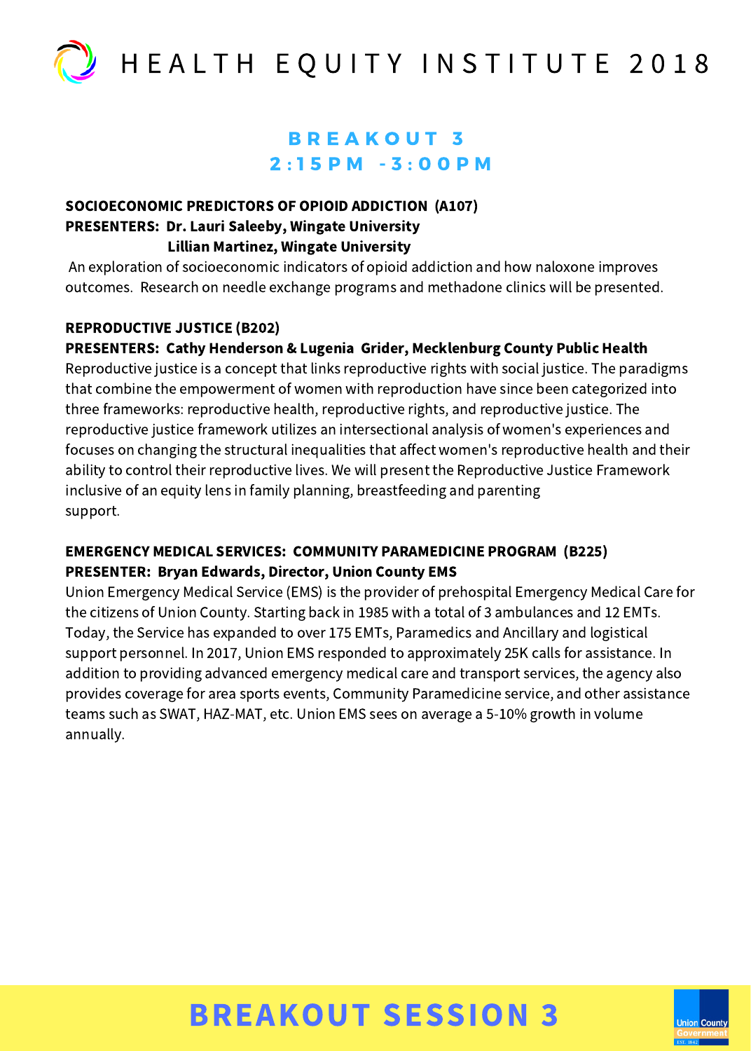## BREAKOUT 3
## 2:15PM -3:00PM

**SOCIOECONOMIC PREDICTORS OF OPIOID ADDICTION (A107)**
**PRESENTERS: Dr. Lauri Saleeby, Wingate University**
**Lillian Martinez, Wingate University**

An exploration of socioeconomic indicators of opioid addiction and how naloxone improves outcomes. Research on needle exchange programs and methadone clinics will be presented.

**REPRODUCTIVE JUSTICE (B202)**
**PRESENTERS: Cathy Henderson & Lugenia Grider, Mecklenburg County Public Health**

Reproductive justice is a concept that links reproductive rights with social justice. The paradigms that combine the empowerment of women with reproduction have since been categorized into three frameworks: reproductive health, reproductive rights, and reproductive justice. The reproductive justice framework utilizes an intersectional analysis of women's experiences and focuses on changing the structural inequalities that affect women's reproductive health and their ability to control their reproductive lives. We will present the Reproductive Justice Framework inclusive of an equity lens in family planning, breastfeeding and parenting support.

**EMERGENCY MEDICAL SERVICES: COMMUNITY PARAMEDICINE PROGRAM (B225)**
**PRESENTER: Bryan Edwards, Director, Union County EMS**

Union Emergency Medical Service (EMS) is the provider of prehospital Emergency Medical Care for the citizens of Union County. Starting back in 1985 with a total of 3 ambulances and 12 EMTs. Today, the Service has expanded to over 175 EMTs, Paramedics and Ancillary and logistical support personnel. In 2017, Union EMS responded to approximately 25K calls for assistance. In addition to providing advanced emergency medical care and transport services, the agency also provides coverage for area sports events, Community Paramedicine service, and other assistance teams such as SWAT, HAZ-MAT, etc. Union EMS sees on average a 5-10% growth in volume annually.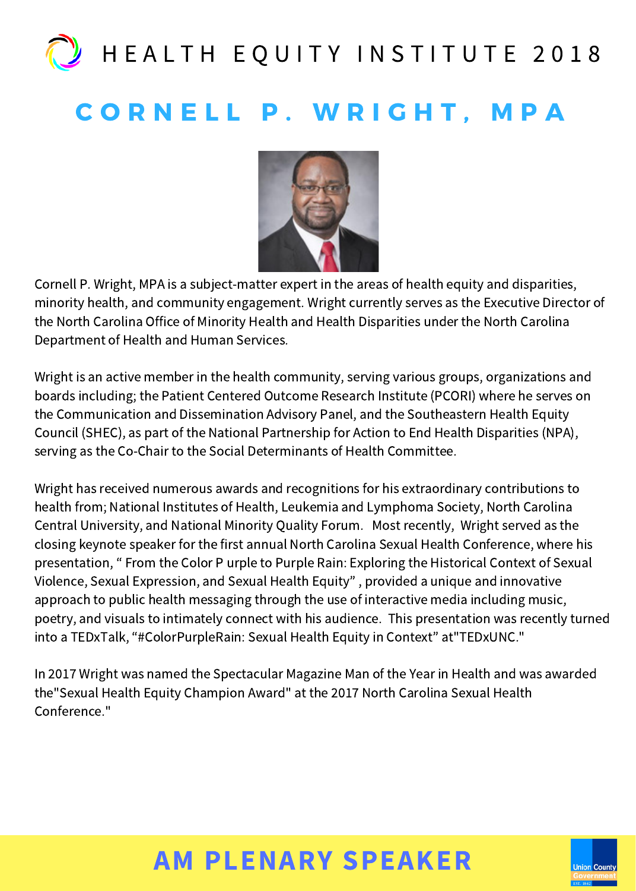HEALTH EQUITY INSTITUTE 2018

# CORNELL P. WRIGHT, MPA

Cornell P. Wright, MPA is a subject-matter expert in the areas of health equity and disparities, minority health, and community engagement. Wright currently serves as the Executive Director of the North Carolina Office of Minority Health and Health Disparities under the North Carolina Department of Health and Human Services.

Wright is an active member in the health community, serving various groups, organizations and boards including; the Patient Centered Outcome Research Institute (PCORI) where he serves on the Communication and Dissemination Advisory Panel, and the Southeastern Health Equity Council (SHEC), as part of the National Partnership for Action to End Health Disparities (NPA), serving as the Co-Chair to the Social Determinants of Health Committee.

Wright has received numerous awards and recognitions for his extraordinary contributions to health from; National Institutes of Health, Leukemia and Lymphoma Society, North Carolina Central University, and National Minority Quality Forum. Most recently, Wright served as the closing keynote speaker for the first annual North Carolina Sexual Health Conference, where his presentation, " From the Color P urple to Purple Rain: Exploring the Historical Context of Sexual Violence, Sexual Expression, and Sexual Health Equity" , provided a unique and innovative approach to public health messaging through the use of interactive media including music, poetry, and visuals to intimately connect with his audience. This presentation was recently turned into a TEDxTalk, "#ColorPurpleRain: Sexual Health Equity in Context" at"TEDxUNC."

In 2017 Wright was named the Spectacular Magazine Man of the Year in Health and was awarded the"Sexual Health Equity Champion Award" at the 2017 North Carolina Sexual Health Conference."

## AM PLENARY SPEAKER

Union County Government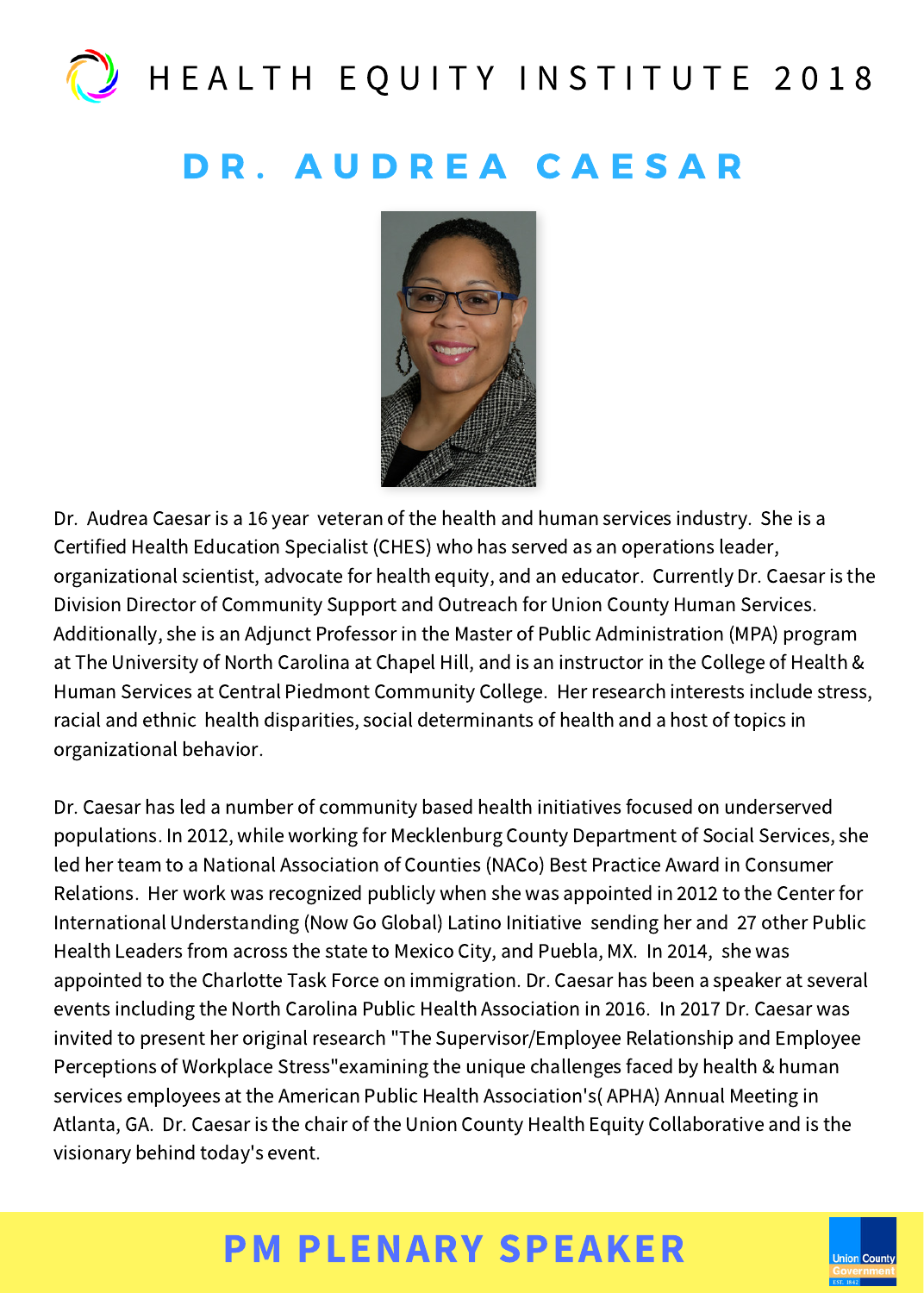# HEALTH EQUITY INSTITUTE 2018

## DR. AUDREA CAESAR

Dr. Audrea Caesar is a 16 year veteran of the health and human services industry. She is a Certified Health Education Specialist (CHES) who has served as an operations leader, organizational scientist, advocate for health equity, and an educator. Currently Dr. Caesar is the Division Director of Community Support and Outreach for Union County Human Services. Additionally, she is an Adjunct Professor in the Master of Public Administration (MPA) program at The University of North Carolina at Chapel Hill, and is an instructor in the College of Health & Human Services at Central Piedmont Community College. Her research interests include stress, racial and ethnic health disparities, social determinants of health and a host of topics in organizational behavior.

Dr. Caesar has led a number of community based health initiatives focused on underserved populations. In 2012, while working for Mecklenburg County Department of Social Services, she led her team to a National Association of Counties (NACo) Best Practice Award in Consumer Relations. Her work was recognized publicly when she was appointed in 2012 to the Center for International Understanding (Now Go Global) Latino Initiative sending her and 27 other Public Health Leaders from across the state to Mexico City, and Puebla, MX. In 2014, she was appointed to the Charlotte Task Force on immigration. Dr. Caesar has been a speaker at several events including the North Carolina Public Health Association in 2016. In 2017 Dr. Caesar was invited to present her original research "The Supervisor/Employee Relationship and Employee Perceptions of Workplace Stress"examining the unique challenges faced by health & human services employees at the American Public Health Association's( APHA) Annual Meeting in Atlanta, GA. Dr. Caesar is the chair of the Union County Health Equity Collaborative and is the visionary behind today's event.

## PM PLENARY SPEAKER

Union County Government EST. 1842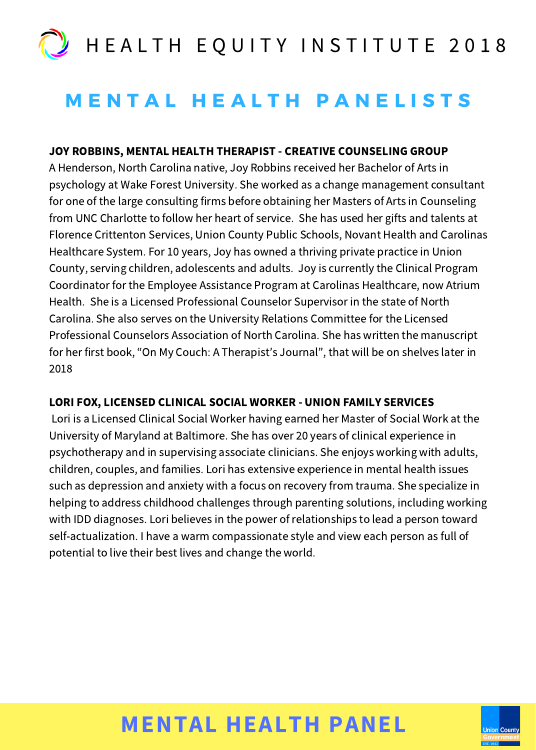# HEALTH EQUITY INSTITUTE 2018

## MENTAL HEALTH PANELISTS

**JOY ROBBINS, MENTAL HEALTH THERAPIST - CREATIVE COUNSELING GROUP**

A Henderson, North Carolina native, Joy Robbins received her Bachelor of Arts in psychology at Wake Forest University. She worked as a change management consultant for one of the large consulting firms before obtaining her Masters of Arts in Counseling from UNC Charlotte to follow her heart of service. She has used her gifts and talents at Florence Crittenton Services, Union County Public Schools, Novant Health and Carolinas Healthcare System. For 10 years, Joy has owned a thriving private practice in Union County, serving children, adolescents and adults. Joy is currently the Clinical Program Coordinator for the Employee Assistance Program at Carolinas Healthcare, now Atrium Health. She is a Licensed Professional Counselor Supervisor in the state of North Carolina. She also serves on the University Relations Committee for the Licensed Professional Counselors Association of North Carolina. She has written the manuscript for her first book, "On My Couch: A Therapist's Journal", that will be on shelves later in 2018

**LORI FOX, LICENSED CLINICAL SOCIAL WORKER - UNION FAMILY SERVICES**

Lori is a Licensed Clinical Social Worker having earned her Master of Social Work at the University of Maryland at Baltimore. She has over 20 years of clinical experience in psychotherapy and in supervising associate clinicians. She enjoys working with adults, children, couples, and families. Lori has extensive experience in mental health issues such as depression and anxiety with a focus on recovery from trauma. She specialize in helping to address childhood challenges through parenting solutions, including working with IDD diagnoses. Lori believes in the power of relationships to lead a person toward self-actualization. I have a warm compassionate style and view each person as full of potential to live their best lives and change the world.

## MENTAL HEALTH PANEL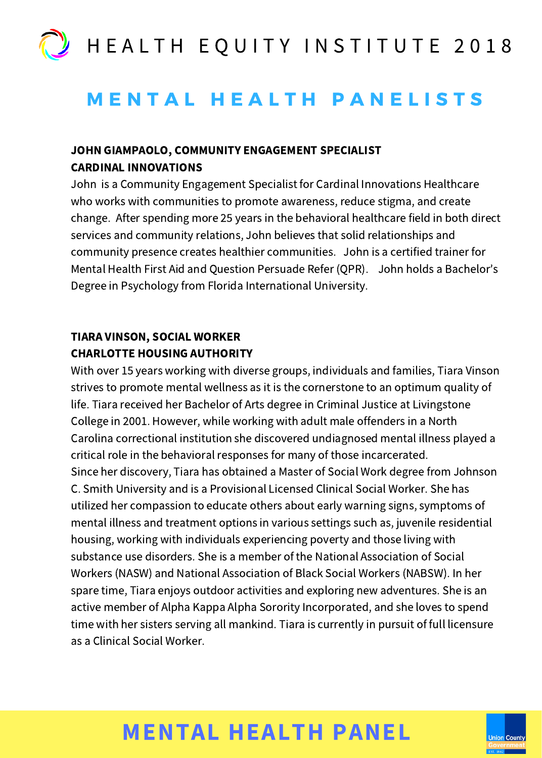# HEALTH EQUITY INSTITUTE 2018

## MENTAL HEALTH PANELISTS

**JOHN GIAMPAOLO, COMMUNITY ENGAGEMENT SPECIALIST**
**CARDINAL INNOVATIONS**

John is a Community Engagement Specialist for Cardinal Innovations Healthcare who works with communities to promote awareness, reduce stigma, and create change. After spending more 25 years in the behavioral healthcare field in both direct services and community relations, John believes that solid relationships and community presence creates healthier communities. John is a certified trainer for Mental Health First Aid and Question Persuade Refer (QPR). John holds a Bachelor's Degree in Psychology from Florida International University.

**TIARA VINSON, SOCIAL WORKER**
**CHARLOTTE HOUSING AUTHORITY**

With over 15 years working with diverse groups, individuals and families, Tiara Vinson strives to promote mental wellness as it is the cornerstone to an optimum quality of life. Tiara received her Bachelor of Arts degree in Criminal Justice at Livingstone College in 2001. However, while working with adult male offenders in a North Carolina correctional institution she discovered undiagnosed mental illness played a critical role in the behavioral responses for many of those incarcerated.
Since her discovery, Tiara has obtained a Master of Social Work degree from Johnson C. Smith University and is a Provisional Licensed Clinical Social Worker. She has utilized her compassion to educate others about early warning signs, symptoms of mental illness and treatment options in various settings such as, juvenile residential housing, working with individuals experiencing poverty and those living with substance use disorders. She is a member of the National Association of Social Workers (NASW) and National Association of Black Social Workers (NABSW). In her spare time, Tiara enjoys outdoor activities and exploring new adventures. She is an active member of Alpha Kappa Alpha Sorority Incorporated, and she loves to spend time with her sisters serving all mankind. Tiara is currently in pursuit of full licensure as a Clinical Social Worker.

**MENTAL HEALTH PANEL**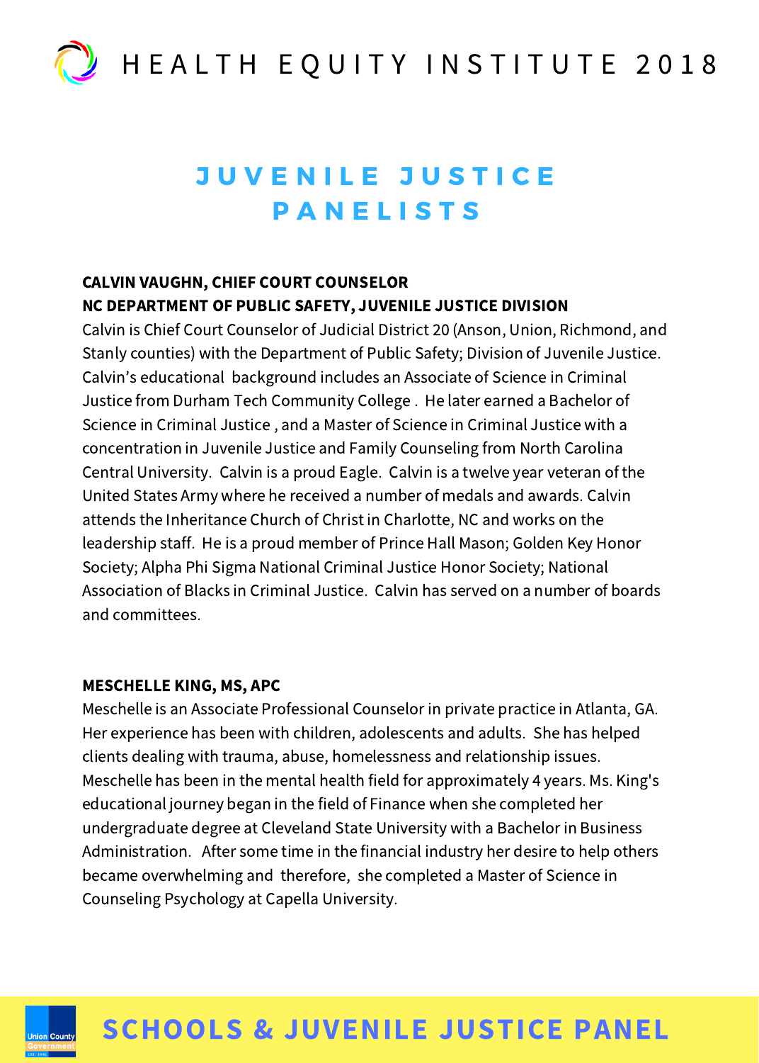# JUVENILE JUSTICE PANELISTS

**CALVIN VAUGHN, CHIEF COURT COUNSELOR**
**NC DEPARTMENT OF PUBLIC SAFETY, JUVENILE JUSTICE DIVISION**

Calvin is Chief Court Counselor of Judicial District 20 (Anson, Union, Richmond, and Stanly counties) with the Department of Public Safety; Division of Juvenile Justice. Calvin's educational background includes an Associate of Science in Criminal Justice from Durham Tech Community College . He later earned a Bachelor of Science in Criminal Justice , and a Master of Science in Criminal Justice with a concentration in Juvenile Justice and Family Counseling from North Carolina Central University. Calvin is a proud Eagle. Calvin is a twelve year veteran of the United States Army where he received a number of medals and awards. Calvin attends the Inheritance Church of Christ in Charlotte, NC and works on the leadership staff. He is a proud member of Prince Hall Mason; Golden Key Honor Society; Alpha Phi Sigma National Criminal Justice Honor Society; National Association of Blacks in Criminal Justice. Calvin has served on a number of boards and committees.

**MESCHELLE KING, MS, APC**

Meschelle is an Associate Professional Counselor in private practice in Atlanta, GA. Her experience has been with children, adolescents and adults. She has helped clients dealing with trauma, abuse, homelessness and relationship issues. Meschelle has been in the mental health field for approximately 4 years. Ms. King's educational journey began in the field of Finance when she completed her undergraduate degree at Cleveland State University with a Bachelor in Business Administration. After some time in the financial industry her desire to help others became overwhelming and therefore, she completed a Master of Science in Counseling Psychology at Capella University.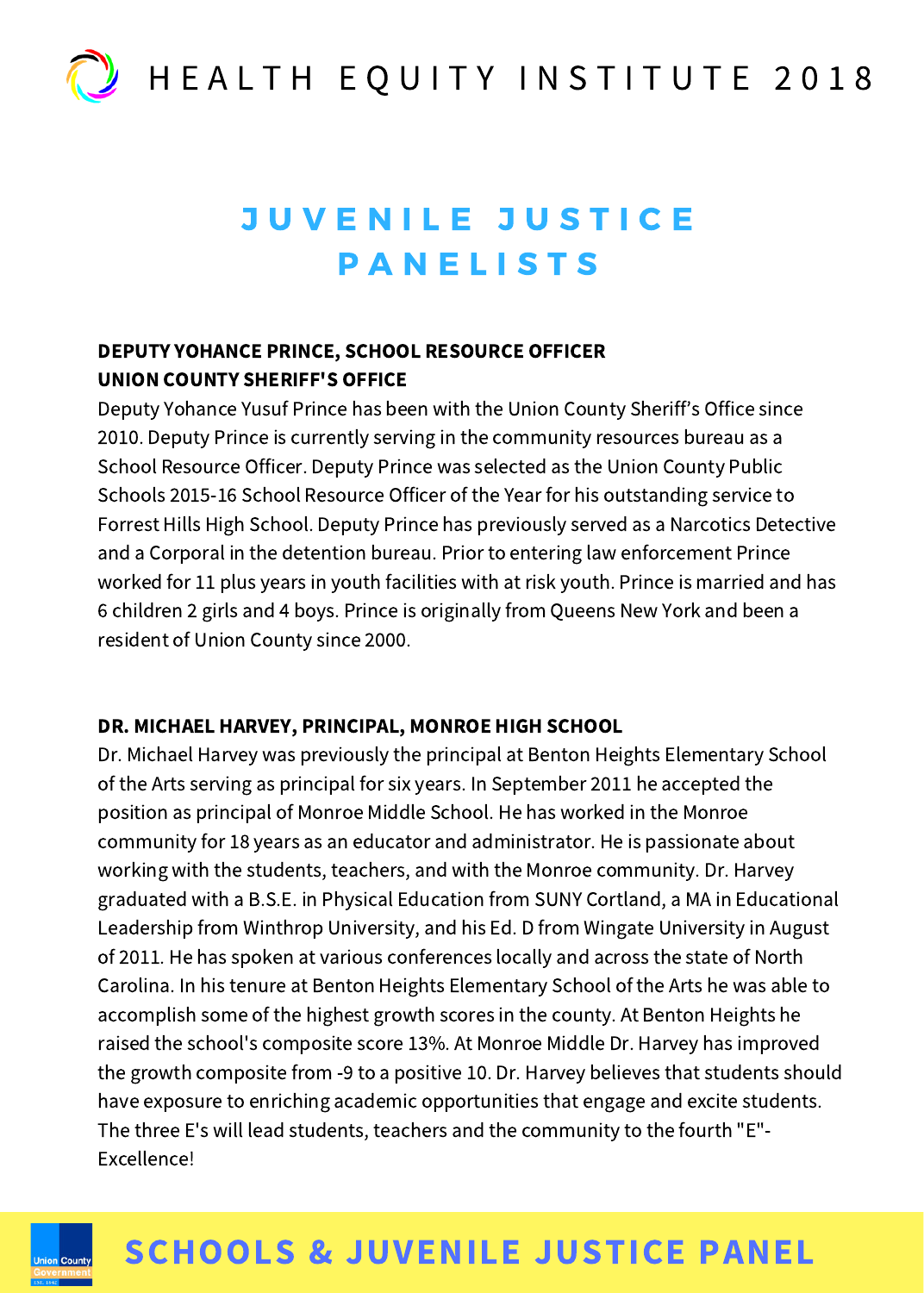# JUVENILE JUSTICE PANELISTS

**DEPUTY YOHANCE PRINCE, SCHOOL RESOURCE OFFICER**
**UNION COUNTY SHERIFF'S OFFICE**

Deputy Yohance Yusuf Prince has been with the Union County Sheriff's Office since 2010. Deputy Prince is currently serving in the community resources bureau as a School Resource Officer. Deputy Prince was selected as the Union County Public Schools 2015-16 School Resource Officer of the Year for his outstanding service to Forrest Hills High School. Deputy Prince has previously served as a Narcotics Detective and a Corporal in the detention bureau. Prior to entering law enforcement Prince worked for 11 plus years in youth facilities with at risk youth. Prince is married and has 6 children 2 girls and 4 boys. Prince is originally from Queens New York and been a resident of Union County since 2000.

**DR. MICHAEL HARVEY, PRINCIPAL, MONROE HIGH SCHOOL**

Dr. Michael Harvey was previously the principal at Benton Heights Elementary School of the Arts serving as principal for six years. In September 2011 he accepted the position as principal of Monroe Middle School. He has worked in the Monroe community for 18 years as an educator and administrator. He is passionate about working with the students, teachers, and with the Monroe community. Dr. Harvey graduated with a B.S.E. in Physical Education from SUNY Cortland, a MA in Educational Leadership from Winthrop University, and his Ed. D from Wingate University in August of 2011. He has spoken at various conferences locally and across the state of North Carolina. In his tenure at Benton Heights Elementary School of the Arts he was able to accomplish some of the highest growth scores in the county. At Benton Heights he raised the school's composite score 13%. At Monroe Middle Dr. Harvey has improved the growth composite from -9 to a positive 10. Dr. Harvey believes that students should have exposure to enriching academic opportunities that engage and excite students. The three E's will lead students, teachers and the community to the fourth "E"- Excellence!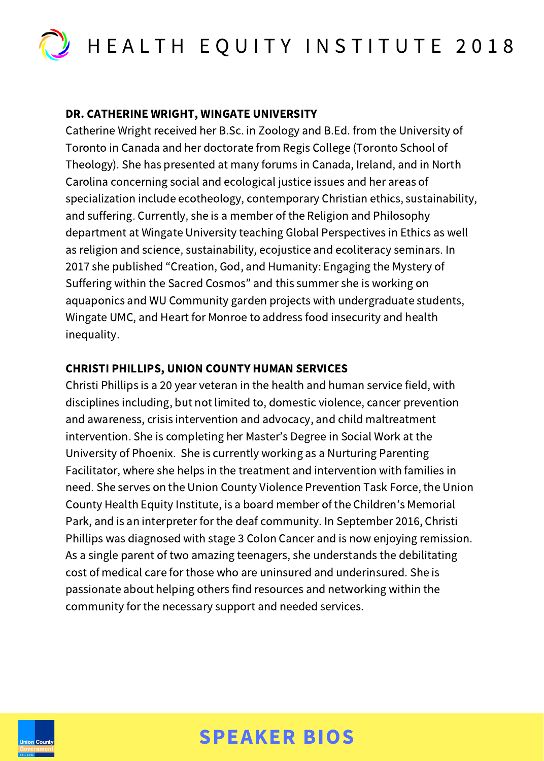**DR. CATHERINE WRIGHT, WINGATE UNIVERSITY**

Catherine Wright received her B.Sc. in Zoology and B.Ed. from the University of Toronto in Canada and her doctorate from Regis College (Toronto School of Theology). She has presented at many forums in Canada, Ireland, and in North Carolina concerning social and ecological justice issues and her areas of specialization include ecotheology, contemporary Christian ethics, sustainability, and suffering. Currently, she is a member of the Religion and Philosophy department at Wingate University teaching Global Perspectives in Ethics as well as religion and science, sustainability, ecojustice and ecoliteracy seminars. In 2017 she published "Creation, God, and Humanity: Engaging the Mystery of Suffering within the Sacred Cosmos" and this summer she is working on aquaponics and WU Community garden projects with undergraduate students, Wingate UMC, and Heart for Monroe to address food insecurity and health inequality.

**CHRISTI PHILLIPS, UNION COUNTY HUMAN SERVICES**

Christi Phillips is a 20 year veteran in the health and human service field, with disciplines including, but not limited to, domestic violence, cancer prevention and awareness, crisis intervention and advocacy, and child maltreatment intervention. She is completing her Master's Degree in Social Work at the University of Phoenix. She is currently working as a Nurturing Parenting Facilitator, where she helps in the treatment and intervention with families in need. She serves on the Union County Violence Prevention Task Force, the Union County Health Equity Institute, is a board member of the Children's Memorial Park, and is an interpreter for the deaf community. In September 2016, Christi Phillips was diagnosed with stage 3 Colon Cancer and is now enjoying remission. As a single parent of two amazing teenagers, she understands the debilitating cost of medical care for those who are uninsured and underinsured. She is passionate about helping others find resources and networking within the community for the necessary support and needed services.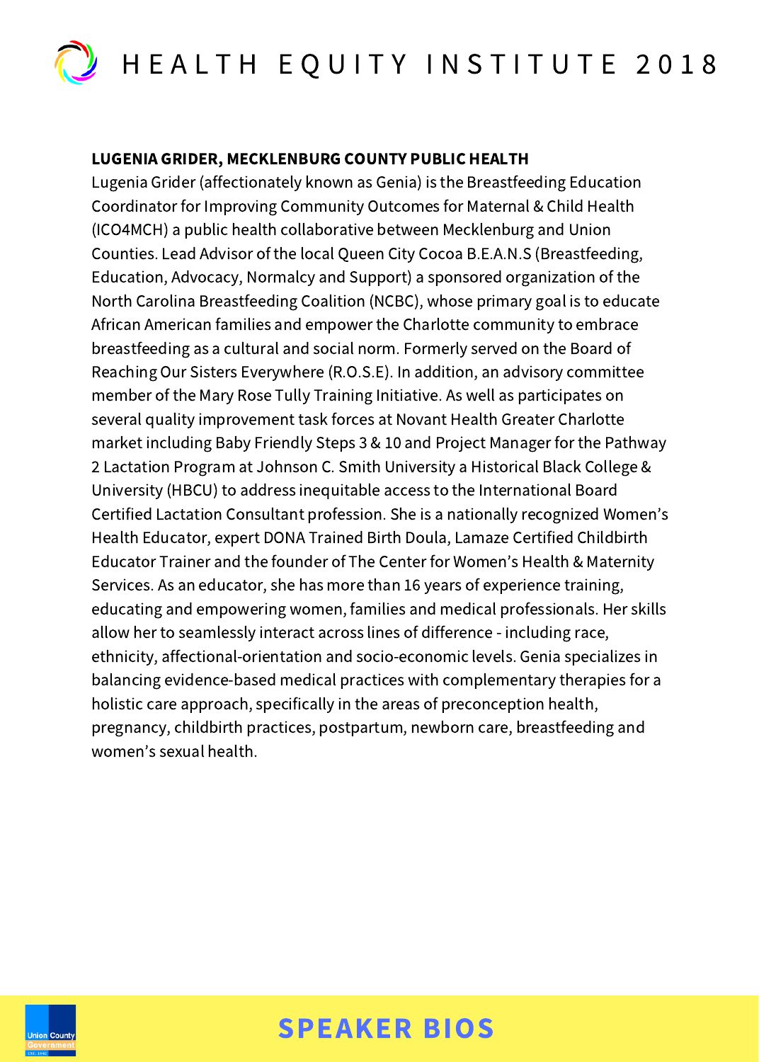**LUGENIA GRIDER, MECKLENBURG COUNTY PUBLIC HEALTH**

Lugenia Grider (affectionately known as Genia) is the Breastfeeding Education Coordinator for Improving Community Outcomes for Maternal & Child Health (ICO4MCH) a public health collaborative between Mecklenburg and Union Counties. Lead Advisor of the local Queen City Cocoa B.E.A.N.S (Breastfeeding, Education, Advocacy, Normalcy and Support) a sponsored organization of the North Carolina Breastfeeding Coalition (NCBC), whose primary goal is to educate African American families and empower the Charlotte community to embrace breastfeeding as a cultural and social norm. Formerly served on the Board of Reaching Our Sisters Everywhere (R.O.S.E). In addition, an advisory committee member of the Mary Rose Tully Training Initiative. As well as participates on several quality improvement task forces at Novant Health Greater Charlotte market including Baby Friendly Steps 3 & 10 and Project Manager for the Pathway 2 Lactation Program at Johnson C. Smith University a Historical Black College & University (HBCU) to address inequitable access to the International Board Certified Lactation Consultant profession. She is a nationally recognized Women's Health Educator, expert DONA Trained Birth Doula, Lamaze Certified Childbirth Educator Trainer and the founder of The Center for Women's Health & Maternity Services. As an educator, she has more than 16 years of experience training, educating and empowering women, families and medical professionals. Her skills allow her to seamlessly interact across lines of difference - including race, ethnicity, affectional-orientation and socio-economic levels. Genia specializes in balancing evidence-based medical practices with complementary therapies for a holistic care approach, specifically in the areas of preconception health, pregnancy, childbirth practices, postpartum, newborn care, breastfeeding and women's sexual health.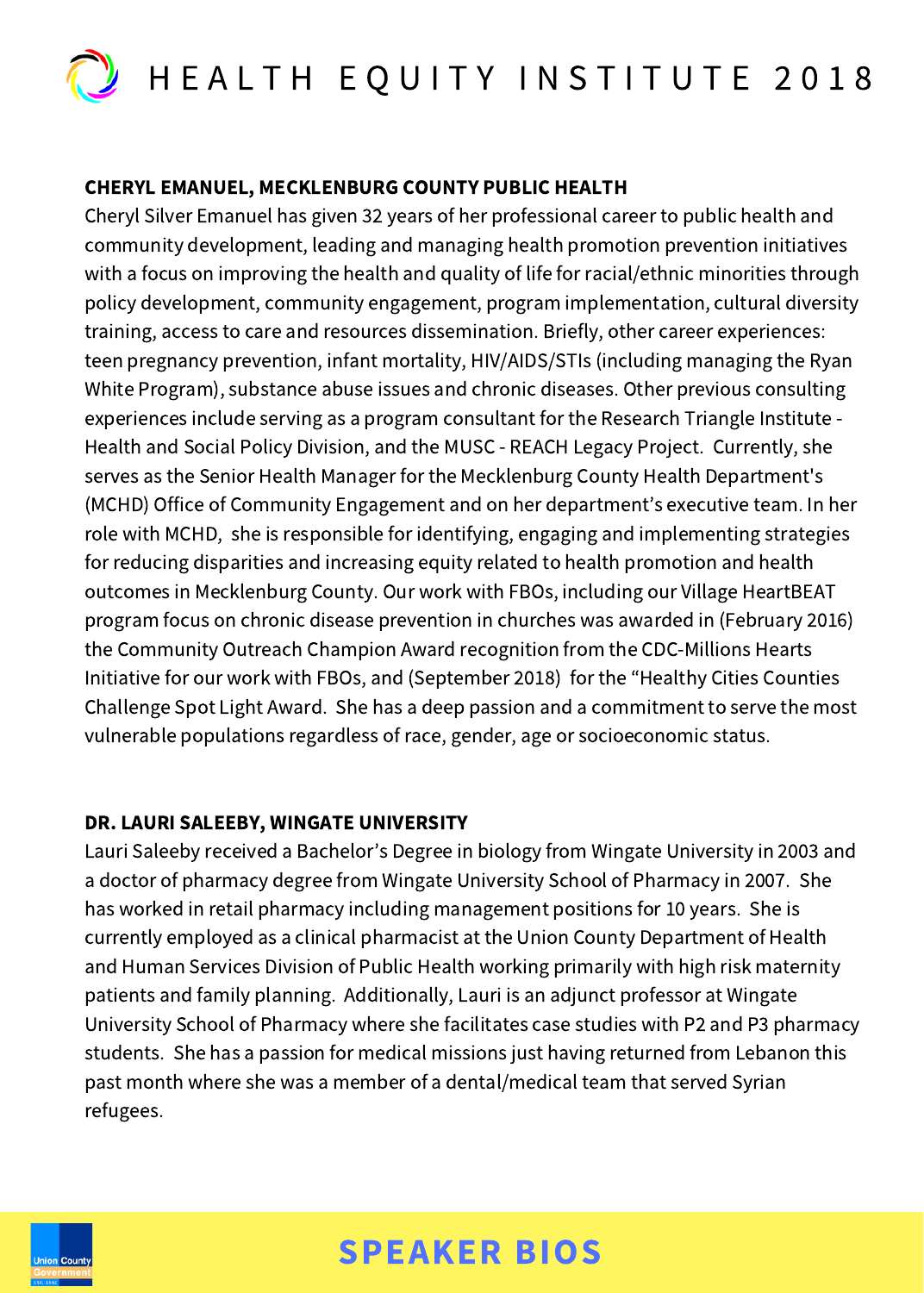**CHERYL EMANUEL, MECKLENBURG COUNTY PUBLIC HEALTH**

Cheryl Silver Emanuel has given 32 years of her professional career to public health and community development, leading and managing health promotion prevention initiatives with a focus on improving the health and quality of life for racial/ethnic minorities through policy development, community engagement, program implementation, cultural diversity training, access to care and resources dissemination. Briefly, other career experiences: teen pregnancy prevention, infant mortality, HIV/AIDS/STIs (including managing the Ryan White Program), substance abuse issues and chronic diseases. Other previous consulting experiences include serving as a program consultant for the Research Triangle Institute - Health and Social Policy Division, and the MUSC - REACH Legacy Project. Currently, she serves as the Senior Health Manager for the Mecklenburg County Health Department's (MCHD) Office of Community Engagement and on her department's executive team. In her role with MCHD, she is responsible for identifying, engaging and implementing strategies for reducing disparities and increasing equity related to health promotion and health outcomes in Mecklenburg County. Our work with FBOs, including our Village HeartBEAT program focus on chronic disease prevention in churches was awarded in (February 2016) the Community Outreach Champion Award recognition from the CDC-Millions Hearts Initiative for our work with FBOs, and (September 2018) for the "Healthy Cities Counties Challenge Spot Light Award. She has a deep passion and a commitment to serve the most vulnerable populations regardless of race, gender, age or socioeconomic status.

**DR. LAURI SALEEBY, WINGATE UNIVERSITY**

Lauri Saleeby received a Bachelor's Degree in biology from Wingate University in 2003 and a doctor of pharmacy degree from Wingate University School of Pharmacy in 2007. She has worked in retail pharmacy including management positions for 10 years. She is currently employed as a clinical pharmacist at the Union County Department of Health and Human Services Division of Public Health working primarily with high risk maternity patients and family planning. Additionally, Lauri is an adjunct professor at Wingate University School of Pharmacy where she facilitates case studies with P2 and P3 pharmacy students. She has a passion for medical missions just having returned from Lebanon this past month where she was a member of a dental/medical team that served Syrian refugees.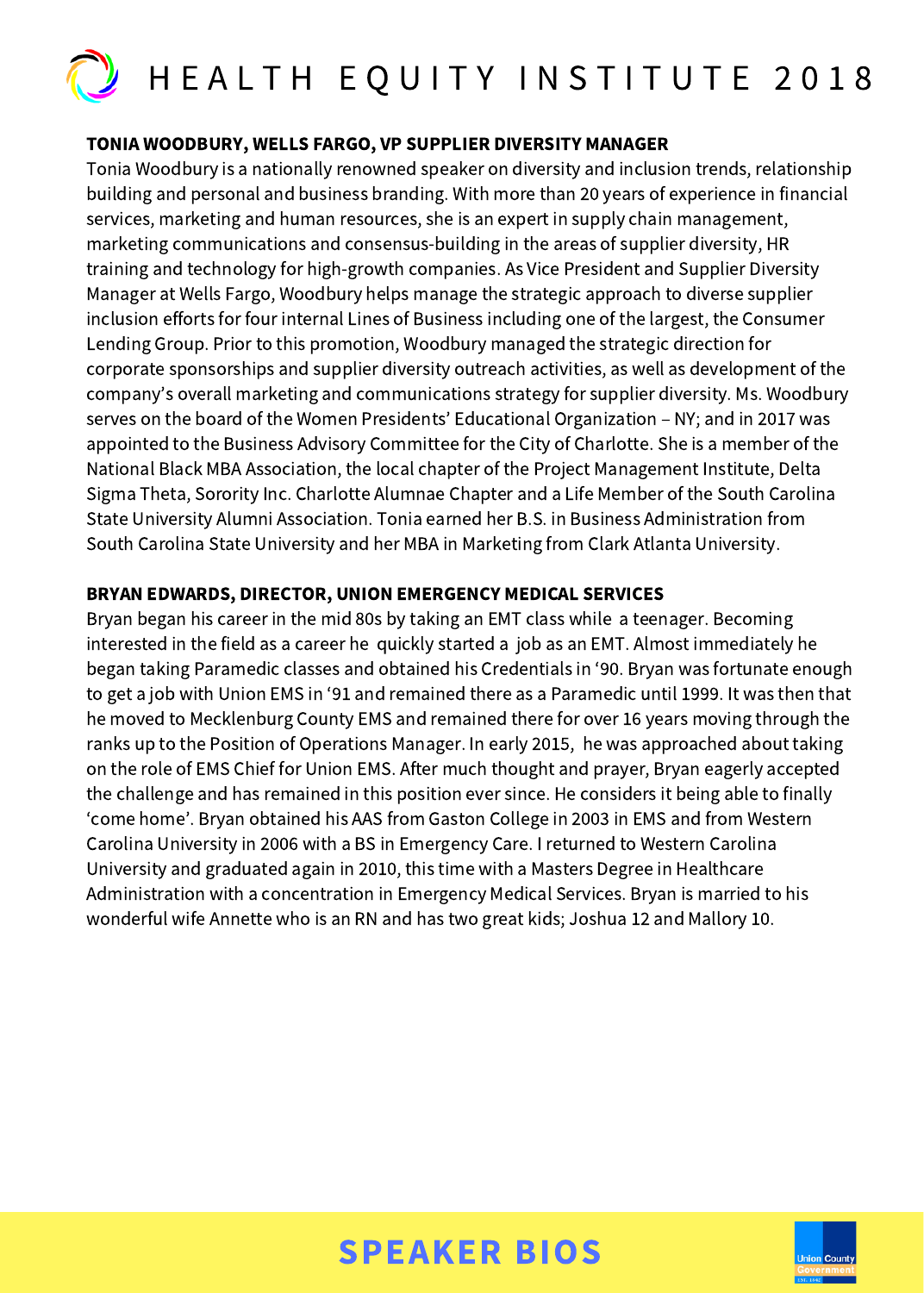**TONIA WOODBURY, WELLS FARGO, VP SUPPLIER DIVERSITY MANAGER**

Tonia Woodbury is a nationally renowned speaker on diversity and inclusion trends, relationship building and personal and business branding. With more than 20 years of experience in financial services, marketing and human resources, she is an expert in supply chain management, marketing communications and consensus-building in the areas of supplier diversity, HR training and technology for high-growth companies. As Vice President and Supplier Diversity Manager at Wells Fargo, Woodbury helps manage the strategic approach to diverse supplier inclusion efforts for four internal Lines of Business including one of the largest, the Consumer Lending Group. Prior to this promotion, Woodbury managed the strategic direction for corporate sponsorships and supplier diversity outreach activities, as well as development of the company's overall marketing and communications strategy for supplier diversity. Ms. Woodbury serves on the board of the Women Presidents' Educational Organization – NY; and in 2017 was appointed to the Business Advisory Committee for the City of Charlotte. She is a member of the National Black MBA Association, the local chapter of the Project Management Institute, Delta Sigma Theta, Sorority Inc. Charlotte Alumnae Chapter and a Life Member of the South Carolina State University Alumni Association. Tonia earned her B.S. in Business Administration from South Carolina State University and her MBA in Marketing from Clark Atlanta University.

**BRYAN EDWARDS, DIRECTOR, UNION EMERGENCY MEDICAL SERVICES**

Bryan began his career in the mid 80s by taking an EMT class while a teenager. Becoming interested in the field as a career he quickly started a job as an EMT. Almost immediately he began taking Paramedic classes and obtained his Credentials in '90. Bryan was fortunate enough to get a job with Union EMS in '91 and remained there as a Paramedic until 1999. It was then that he moved to Mecklenburg County EMS and remained there for over 16 years moving through the ranks up to the Position of Operations Manager. In early 2015, he was approached about taking on the role of EMS Chief for Union EMS. After much thought and prayer, Bryan eagerly accepted the challenge and has remained in this position ever since. He considers it being able to finally 'come home'. Bryan obtained his AAS from Gaston College in 2003 in EMS and from Western Carolina University in 2006 with a BS in Emergency Care. I returned to Western Carolina University and graduated again in 2010, this time with a Masters Degree in Healthcare Administration with a concentration in Emergency Medical Services. Bryan is married to his wonderful wife Annette who is an RN and has two great kids; Joshua 12 and Mallory 10.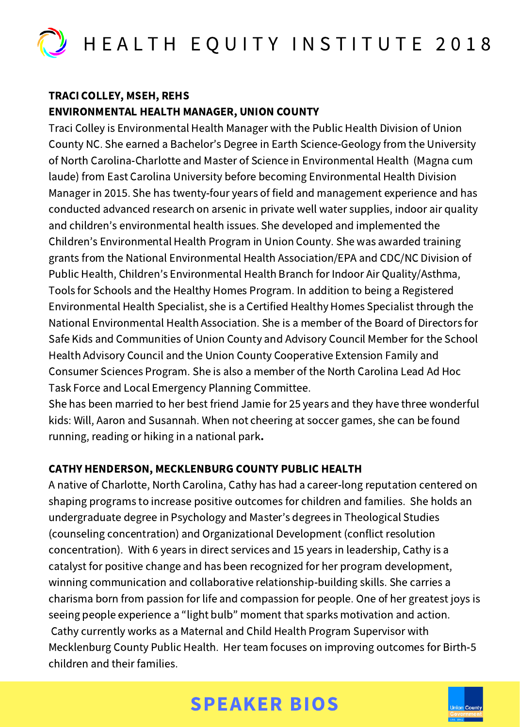## TRACI COLLEY, MSEH, REHS
## ENVIRONMENTAL HEALTH MANAGER, UNION COUNTY

Traci Colley is Environmental Health Manager with the Public Health Division of Union County NC. She earned a Bachelor's Degree in Earth Science-Geology from the University of North Carolina-Charlotte and Master of Science in Environmental Health (Magna cum laude) from East Carolina University before becoming Environmental Health Division Manager in 2015. She has twenty-four years of field and management experience and has conducted advanced research on arsenic in private well water supplies, indoor air quality and children's environmental health issues. She developed and implemented the Children's Environmental Health Program in Union County. She was awarded training grants from the National Environmental Health Association/EPA and CDC/NC Division of Public Health, Children's Environmental Health Branch for Indoor Air Quality/Asthma, Tools for Schools and the Healthy Homes Program. In addition to being a Registered Environmental Health Specialist, she is a Certified Healthy Homes Specialist through the National Environmental Health Association. She is a member of the Board of Directors for Safe Kids and Communities of Union County and Advisory Council Member for the School Health Advisory Council and the Union County Cooperative Extension Family and Consumer Sciences Program. She is also a member of the North Carolina Lead Ad Hoc Task Force and Local Emergency Planning Committee.

She has been married to her best friend Jamie for 25 years and they have three wonderful kids: Will, Aaron and Susannah. When not cheering at soccer games, she can be found running, reading or hiking in a national park.

## CATHY HENDERSON, MECKLENBURG COUNTY PUBLIC HEALTH

A native of Charlotte, North Carolina, Cathy has had a career-long reputation centered on shaping programs to increase positive outcomes for children and families. She holds an undergraduate degree in Psychology and Master's degrees in Theological Studies (counseling concentration) and Organizational Development (conflict resolution concentration). With 6 years in direct services and 15 years in leadership, Cathy is a catalyst for positive change and has been recognized for her program development, winning communication and collaborative relationship-building skills. She carries a charisma born from passion for life and compassion for people. One of her greatest joys is seeing people experience a "light bulb" moment that sparks motivation and action. Cathy currently works as a Maternal and Child Health Program Supervisor with Mecklenburg County Public Health. Her team focuses on improving outcomes for Birth-5 children and their families.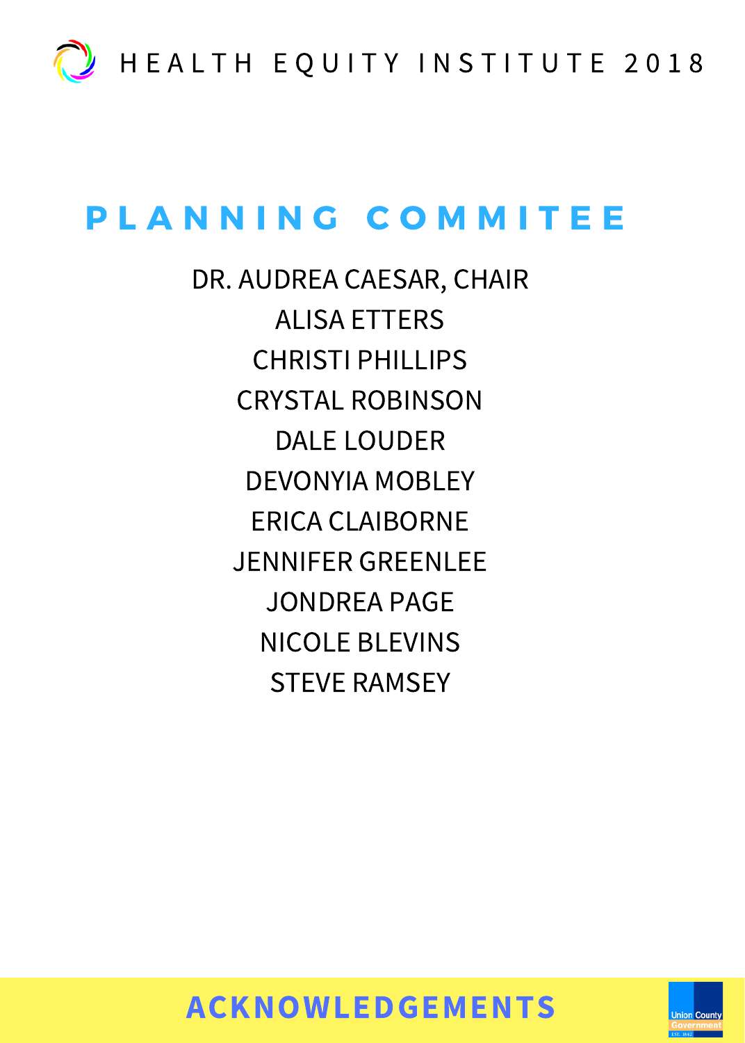HEALTH EQUITY INSTITUTE 2018

## PLANNING COMMITEE

DR. AUDREA CAESAR, CHAIR
ALISA ETTERS
CHRISTI PHILLIPS
CRYSTAL ROBINSON
DALE LOUDER
DEVONYIA MOBLEY
ERICA CLAIBORNE
JENNIFER GREENLEE
JONDREA PAGE
NICOLE BLEVINS
STEVE RAMSEY

# ACKNOWLEDGEMENTS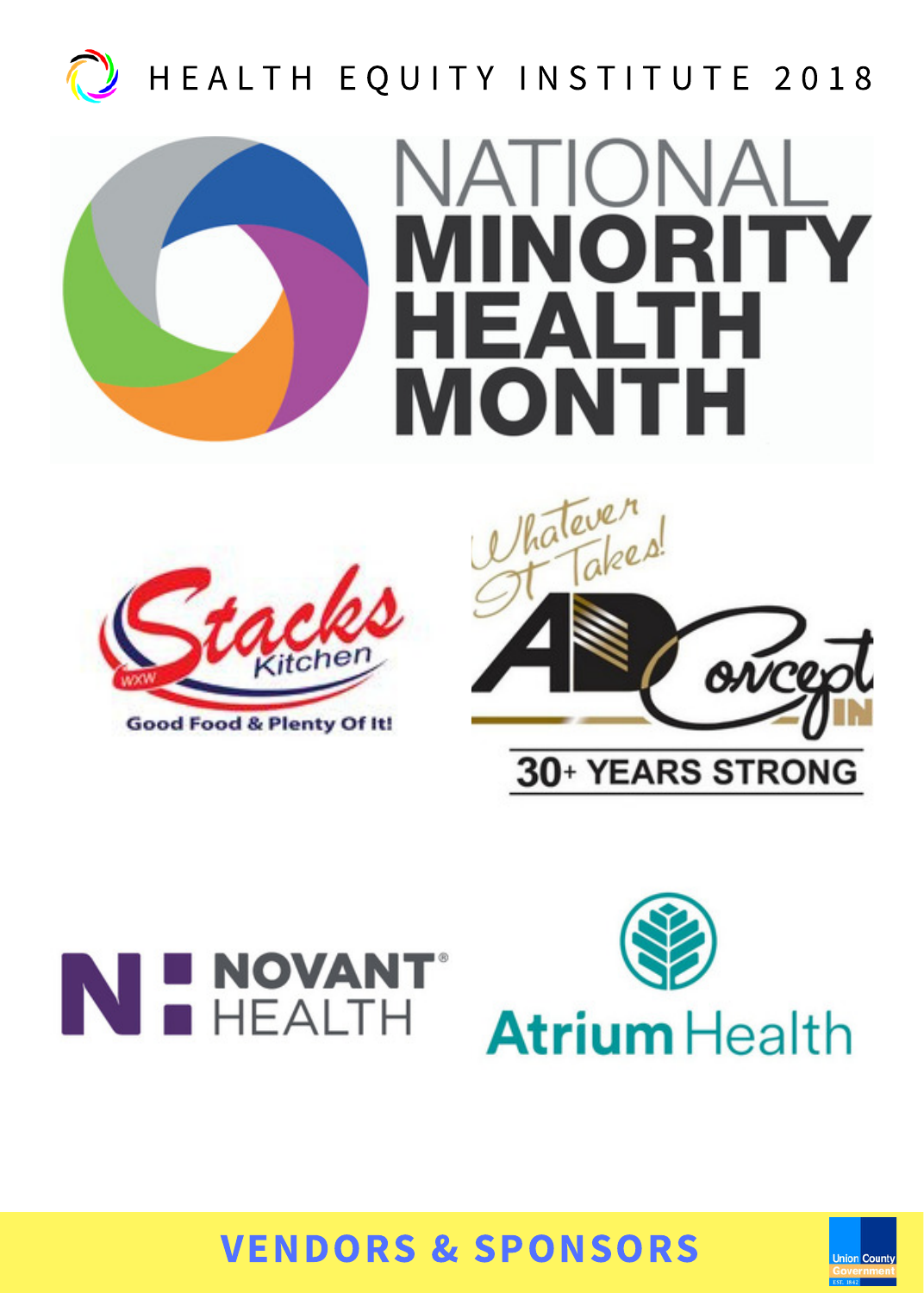HEALTH EQUITY INSTITUTE 2018

NATIONAL MINORITY HEALTH MONTH

Stacks Kitchen

Good Food & Plenty Of It!

Whatever It Takes!

AD Concept Inc

30+ YEARS STRONG

NOVANT HEALTH

Atrium Health

## VENDORS & SPONSORS

Union County Government